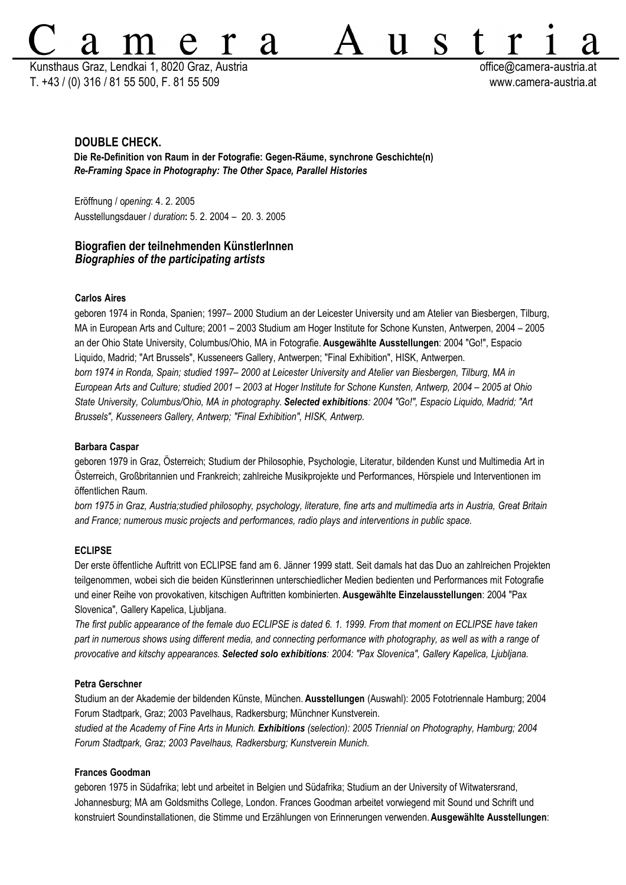# Camera Austria

Kunsthaus Graz, Lendkai 1, 8020 Graz, Austria
T. +43 / (0) 316 / 81 55 500, F. 81 55 509

office@camera-austria.at
www.camera-austria.at

## DOUBLE CHECK.

**Die Re-Definition von Raum in der Fotografie: Gegen-Räume, synchrone Geschichte(n)**
***Re-Framing Space in Photography: The Other Space, Parallel Histories***

Eröffnung / *opening*: 4. 2. 2005
Ausstellungsdauer / *duration*: 5. 2. 2004 – 20. 3. 2005

### Biografien der teilnehmenden KünstlerInnen
***Biographies of the participating artists***

**Carlos Aires**

geboren 1974 in Ronda, Spanien; 1997– 2000 Studium an der Leicester University und am Atelier van Biesbergen, Tilburg, MA in European Arts and Culture; 2001 – 2003 Studium am Hoger Institute for Schone Kunsten, Antwerpen, 2004 – 2005 an der Ohio State University, Columbus/Ohio, MA in Fotografie. **Ausgewählte Ausstellungen**: 2004 "Go!", Espacio Liquido, Madrid; "Art Brussels", Kusseneers Gallery, Antwerpen; "Final Exhibition", HISK, Antwerpen.
*born 1974 in Ronda, Spain; studied 1997– 2000 at Leicester University and Atelier van Biesbergen, Tilburg, MA in European Arts and Culture; studied 2001 – 2003 at Hoger Institute for Schone Kunsten, Antwerp, 2004 – 2005 at Ohio State University, Columbus/Ohio, MA in photography. **Selected exhibitions**: 2004 "Go!", Espacio Liquido, Madrid; "Art Brussels", Kusseneers Gallery, Antwerp; "Final Exhibition", HISK, Antwerp.*

**Barbara Caspar**

geboren 1979 in Graz, Österreich; Studium der Philosophie, Psychologie, Literatur, bildenden Kunst und Multimedia Art in Österreich, Großbritannien und Frankreich; zahlreiche Musikprojekte und Performances, Hörspiele und Interventionen im öffentlichen Raum.
*born 1975 in Graz, Austria;studied philosophy, psychology, literature, fine arts and multimedia arts in Austria, Great Britain and France; numerous music projects and performances, radio plays and interventions in public space.*

**ECLIPSE**

Der erste öffentliche Auftritt von ECLIPSE fand am 6. Jänner 1999 statt. Seit damals hat das Duo an zahlreichen Projekten teilgenommen, wobei sich die beiden Künstlerinnen unterschiedlicher Medien bedienten und Performances mit Fotografie und einer Reihe von provokativen, kitschigen Auftritten kombinierten. **Ausgewählte Einzelausstellungen**: 2004 "Pax Slovenica", Gallery Kapelica, Ljubljana.
*The first public appearance of the female duo ECLIPSE is dated 6. 1. 1999. From that moment on ECLIPSE have taken part in numerous shows using different media, and connecting performance with photography, as well as with a range of provocative and kitschy appearances. **Selected solo exhibitions**: 2004: "Pax Slovenica", Gallery Kapelica, Ljubljana.*

**Petra Gerschner**

Studium an der Akademie der bildenden Künste, München. **Ausstellungen** (Auswahl): 2005 Fototriennale Hamburg; 2004 Forum Stadtpark, Graz; 2003 Pavelhaus, Radkersburg; Münchner Kunstverein.
*studied at the Academy of Fine Arts in Munich. **Exhibitions** (selection): 2005 Triennial on Photography, Hamburg; 2004 Forum Stadtpark, Graz; 2003 Pavelhaus, Radkersburg; Kunstverein Munich.*

**Frances Goodman**

geboren 1975 in Südafrika; lebt und arbeitet in Belgien und Südafrika; Studium an der University of Witwatersrand, Johannesburg; MA am Goldsmiths College, London. Frances Goodman arbeitet vorwiegend mit Sound und Schrift und konstruiert Soundinstallationen, die Stimme und Erzählungen von Erinnerungen verwenden. **Ausgewählte Ausstellungen**: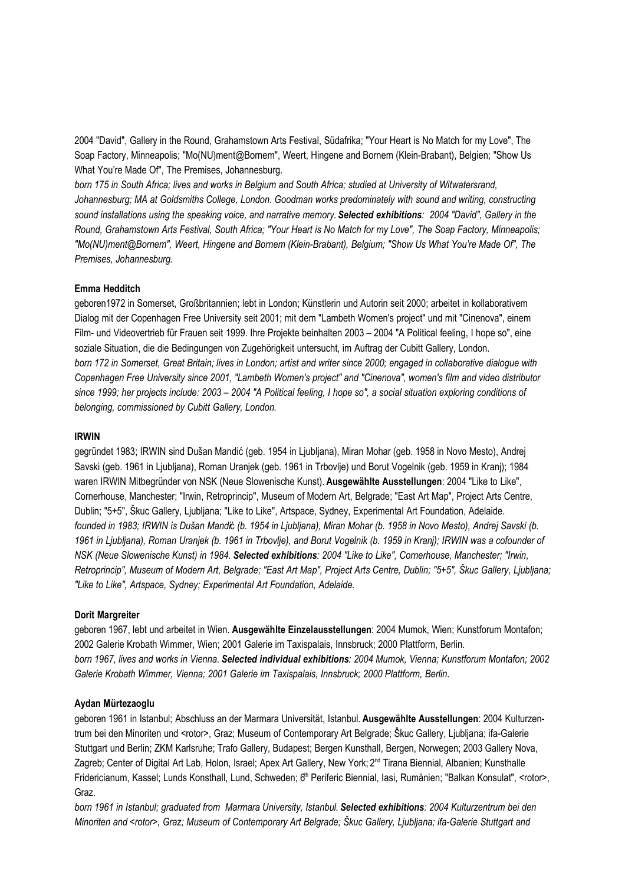2004 "David", Gallery in the Round, Grahamstown Arts Festival, Südafrika; "Your Heart is No Match for my Love", The Soap Factory, Minneapolis; "Mo(NU)ment@Bornem", Weert, Hingene and Bornem (Klein-Brabant), Belgien; "Show Us What You're Made Of", The Premises, Johannesburg.

*born 175 in South Africa; lives and works in Belgium and South Africa; studied at University of Witwatersrand, Johannesburg; MA at Goldsmiths College, London. Goodman works predominately with sound and writing, constructing sound installations using the speaking voice, and narrative memory. **Selected exhibitions**: 2004 "David", Gallery in the Round, Grahamstown Arts Festival, South Africa; "Your Heart is No Match for my Love", The Soap Factory, Minneapolis; "Mo(NU)ment@Bornem", Weert, Hingene and Bornem (Klein-Brabant), Belgium; "Show Us What You're Made Of", The Premises, Johannesburg.*

**Emma Hedditch**

geboren1972 in Somerset, Großbritannien; lebt in London; Künstlerin und Autorin seit 2000; arbeitet in kollaborativem Dialog mit der Copenhagen Free University seit 2001; mit dem "Lambeth Women's project" und mit "Cinenova", einem Film- und Videovertrieb für Frauen seit 1999. Ihre Projekte beinhalten 2003 – 2004 "A Political feeling, I hope so", eine soziale Situation, die die Bedingungen von Zugehörigkeit untersucht, im Auftrag der Cubitt Gallery, London.

*born 172 in Somerset, Great Britain; lives in London; artist and writer since 2000; engaged in collaborative dialogue with Copenhagen Free University since 2001, "Lambeth Women's project" and "Cinenova", women's film and video distributor since 1999; her projects include: 2003 – 2004 "A Political feeling, I hope so", a social situation exploring conditions of belonging, commissioned by Cubitt Gallery, London.*

**IRWIN**

gegründet 1983; IRWIN sind Dušan Mandić (geb. 1954 in Ljubljana), Miran Mohar (geb. 1958 in Novo Mesto), Andrej Savski (geb. 1961 in Ljubljana), Roman Uranjek (geb. 1961 in Trbovlje) und Borut Vogelnik (geb. 1959 in Kranj); 1984 waren IRWIN Mitbegründer von NSK (Neue Slowenische Kunst). **Ausgewählte Ausstellungen**: 2004 "Like to Like", Cornerhouse, Manchester; "Irwin, Retroprincip", Museum of Modern Art, Belgrade; "East Art Map", Project Arts Centre, Dublin; "5+5", Škuc Gallery, Ljubljana; "Like to Like", Artspace, Sydney, Experimental Art Foundation, Adelaide.

*founded in 1983; IRWIN is Dušan Mandić (b. 1954 in Ljubljana), Miran Mohar (b. 1958 in Novo Mesto), Andrej Savski (b. 1961 in Ljubljana), Roman Uranjek (b. 1961 in Trbovlje), and Borut Vogelnik (b. 1959 in Kranj); IRWIN was a cofounder of NSK (Neue Slowenische Kunst) in 1984. **Selected exhibitions**: 2004 "Like to Like", Cornerhouse, Manchester; "Irwin, Retroprincip", Museum of Modern Art, Belgrade; "East Art Map", Project Arts Centre, Dublin; "5+5", Škuc Gallery, Ljubljana; "Like to Like", Artspace, Sydney; Experimental Art Foundation, Adelaide.*

**Dorit Margreiter**

geboren 1967, lebt und arbeitet in Wien. **Ausgewählte Einzelausstellungen**: 2004 Mumok, Wien; Kunstforum Montafon; 2002 Galerie Krobath Wimmer, Wien; 2001 Galerie im Taxispalais, Innsbruck; 2000 Plattform, Berlin.

*born 1967, lives and works in Vienna. **Selected individual exhibitions**: 2004 Mumok, Vienna; Kunstforum Montafon; 2002 Galerie Krobath Wimmer, Vienna; 2001 Galerie im Taxispalais, Innsbruck; 2000 Plattform, Berlin.*

**Aydan Mürtezaoglu**

geboren 1961 in Istanbul; Abschluss an der Marmara Universität, Istanbul. **Ausgewählte Ausstellungen**: 2004 Kulturzentrum bei den Minoriten und <rotor>, Graz; Museum of Contemporary Art Belgrade; Škuc Gallery, Ljubljana; ifa-Galerie Stuttgart und Berlin; ZKM Karlsruhe; Trafo Gallery, Budapest; Bergen Kunsthall, Bergen, Norwegen; 2003 Gallery Nova, Zagreb; Center of Digital Art Lab, Holon, Israel; Apex Art Gallery, New York; 2nd Tirana Biennial, Albanien; Kunsthalle Fridericianum, Kassel; Lunds Konsthall, Lund, Schweden; 6th Periferic Biennial, Iasi, Rumänien; "Balkan Konsulat", <rotor>, Graz.

*born 1961 in Istanbul; graduated from Marmara University, Istanbul. **Selected exhibitions**: 2004 Kulturzentrum bei den Minoriten and <rotor>, Graz; Museum of Contemporary Art Belgrade; Škuc Gallery, Ljubljana; ifa-Galerie Stuttgart and*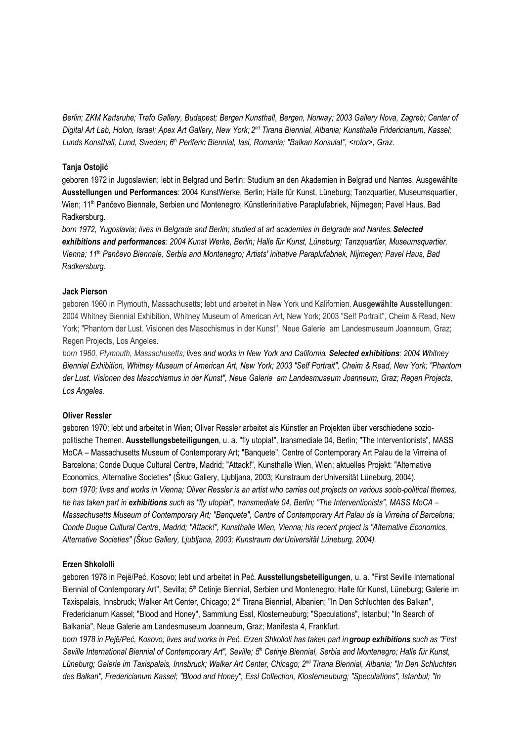*Berlin; ZKM Karlsruhe; Trafo Gallery, Budapest; Bergen Kunsthall, Bergen, Norway; 2003 Gallery Nova, Zagreb; Center of Digital Art Lab, Holon, Israel; Apex Art Gallery, New York; 2nd Tirana Biennial, Albania; Kunsthalle Fridericianum, Kassel; Lunds Konsthall, Lund, Sweden; 6th Periferic Biennial, Iasi, Romania; "Balkan Konsulat", <rotor>, Graz.*

**Tanja Ostojić**

geboren 1972 in Jugoslawien; lebt in Belgrad und Berlin; Studium an den Akademien in Belgrad und Nantes. Ausgewählte **Ausstellungen und Performances**: 2004 KunstWerke, Berlin; Halle für Kunst, Lüneburg; Tanzquartier, Museumsquartier, Wien; 11th Pančevo Biennale, Serbien und Montenegro; Künstlerinitiative Paraplufabriek, Nijmegen; Pavel Haus, Bad Radkersburg.

*born 1972, Yugoslavia; lives in Belgrade and Berlin; studied at art academies in Belgrade and Nantes.* ***Selected exhibitions and performances****: 2004 Kunst Werke, Berlin; Halle für Kunst, Lüneburg; Tanzquartier, Museumsquartier, Vienna; 11th Pančevo Biennale, Serbia and Montenegro; Artists' initiative Paraplufabriek, Nijmegen; Pavel Haus, Bad Radkersburg.*

**Jack Pierson**

geboren 1960 in Plymouth, Massachusetts; lebt und arbeitet in New York und Kalifornien. **Ausgewählte Ausstellungen**: 2004 Whitney Biennial Exhibition, Whitney Museum of American Art, New York; 2003 "Self Portrait", Cheim & Read, New York; "Phantom der Lust. Visionen des Masochismus in der Kunst", Neue Galerie am Landesmuseum Joanneum, Graz; Regen Projects, Los Angeles.

*born 1960, Plymouth, Massachusetts; lives and works in New York and California.* ***Selected exhibitions****: 2004 Whitney Biennial Exhibition, Whitney Museum of American Art, New York; 2003 "Self Portrait", Cheim & Read, New York; "Phantom der Lust. Visionen des Masochismus in der Kunst", Neue Galerie am Landesmuseum Joanneum, Graz; Regen Projects, Los Angeles.*

**Oliver Ressler**

geboren 1970; lebt und arbeitet in Wien; Oliver Ressler arbeitet als Künstler an Projekten über verschiedene sozio-politische Themen. **Ausstellungsbeteiligungen**, u. a. "fly utopia!", transmediale 04, Berlin; "The Interventionists", MASS MoCA – Massachusetts Museum of Contemporary Art; "Banquete", Centre of Contemporary Art Palau de la Virreina of Barcelona; Conde Duque Cultural Centre, Madrid; "Attack!", Kunsthalle Wien, Wien; aktuelles Projekt: "Alternative Economics, Alternative Societies" (Škuc Gallery, Ljubljana, 2003; Kunstraum der Universität Lüneburg, 2004).

*born 1970; lives and works in Vienna; Oliver Ressler is an artist who carries out projects on various socio-political themes, he has taken part in* ***exhibitions*** *such as "fly utopia!", transmediale 04, Berlin; "The Interventionists", MASS MoCA – Massachusetts Museum of Contemporary Art; "Banquete", Centre of Contemporary Art Palau de la Virreina of Barcelona; Conde Duque Cultural Centre, Madrid; "Attack!", Kunsthalle Wien, Vienna; his recent project is "Alternative Economics, Alternative Societies" (Škuc Gallery, Ljubljana, 2003; Kunstraum der Universität Lüneburg, 2004).*

**Erzen Shkololli**

geboren 1978 in Pejë/Peć, Kosovo; lebt und arbeitet in Peć. **Ausstellungsbeteiligungen**, u. a. "First Seville International Biennial of Contemporary Art", Sevilla; 5th Cetinje Biennial, Serbien und Montenegro; Halle für Kunst, Lüneburg; Galerie im Taxispalais, Innsbruck; Walker Art Center, Chicago; 2nd Tirana Biennial, Albanien; "In Den Schluchten des Balkan", Fredericianum Kassel; "Blood and Honey", Sammlung Essl, Klosterneuburg; "Speculations", Istanbul; "In Search of Balkania", Neue Galerie am Landesmuseum Joanneum, Graz; Manifesta 4, Frankfurt.

*born 1978 in Pejë/Peć, Kosovo; lives and works in Peć. Erzen Shkolloli has taken part in* ***group exhibitions*** *such as "First Seville International Biennial of Contemporary Art", Seville; 5th Cetinje Biennial, Serbia and Montenegro; Halle für Kunst, Lüneburg; Galerie im Taxispalais, Innsbruck; Walker Art Center, Chicago; 2nd Tirana Biennial, Albania; "In Den Schluchten des Balkan", Fredericianum Kassel; "Blood and Honey", Essl Collection, Klosterneuburg; "Speculations", Istanbul; "In*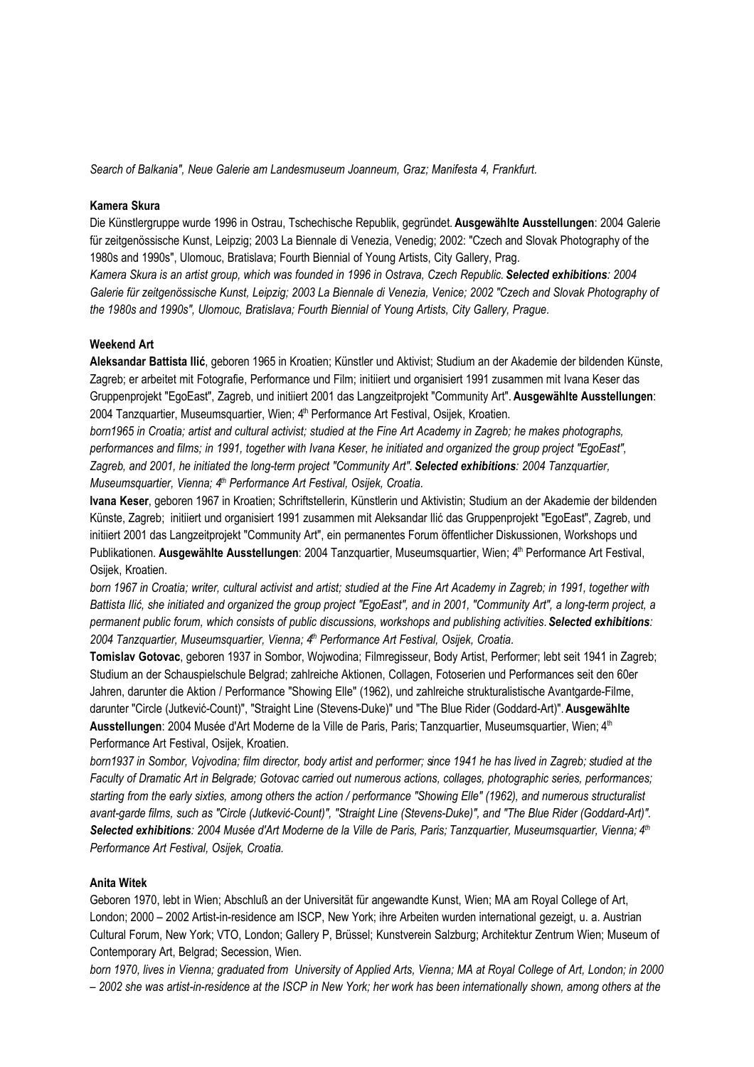*Search of Balkania", Neue Galerie am Landesmuseum Joanneum, Graz; Manifesta 4, Frankfurt.*

**Kamera Skura**

Die Künstlergruppe wurde 1996 in Ostrau, Tschechische Republik, gegründet. **Ausgewählte Ausstellungen**: 2004 Galerie für zeitgenössische Kunst, Leipzig; 2003 La Biennale di Venezia, Venedig; 2002: "Czech and Slovak Photography of the 1980s and 1990s", Ulomouc, Bratislava; Fourth Biennial of Young Artists, City Gallery, Prag.

*Kamera Skura is an artist group, which was founded in 1996 in Ostrava, Czech Republic. **Selected exhibitions**: 2004 Galerie für zeitgenössische Kunst, Leipzig; 2003 La Biennale di Venezia, Venice; 2002 "Czech and Slovak Photography of the 1980s and 1990s", Ulomouc, Bratislava; Fourth Biennial of Young Artists, City Gallery, Prague.*

**Weekend Art**

**Aleksandar Battista Ilić**, geboren 1965 in Kroatien; Künstler und Aktivist; Studium an der Akademie der bildenden Künste, Zagreb; er arbeitet mit Fotografie, Performance und Film; initiiert und organisiert 1991 zusammen mit Ivana Keser das Gruppenprojekt "EgoEast", Zagreb, und initiiert 2001 das Langzeitprojekt "Community Art". **Ausgewählte Ausstellungen**: 2004 Tanzquartier, Museumsquartier, Wien; 4th Performance Art Festival, Osijek, Kroatien.

*born1965 in Croatia; artist and cultural activist; studied at the Fine Art Academy in Zagreb; he makes photographs, performances and films; in 1991, together with Ivana Keser, he initiated and organized the group project "EgoEast", Zagreb, and 2001, he initiated the long-term project "Community Art". **Selected exhibitions**: 2004 Tanzquartier, Museumsquartier, Vienna; 4th Performance Art Festival, Osijek, Croatia.*

**Ivana Keser**, geboren 1967 in Kroatien; Schriftstellerin, Künstlerin und Aktivistin; Studium an der Akademie der bildenden Künste, Zagreb; initiiert und organisiert 1991 zusammen mit Aleksandar Ilić das Gruppenprojekt "EgoEast", Zagreb, und initiiert 2001 das Langzeitprojekt "Community Art", ein permanentes Forum öffentlicher Diskussionen, Workshops und Publikationen. **Ausgewählte Ausstellungen**: 2004 Tanzquartier, Museumsquartier, Wien; 4th Performance Art Festival, Osijek, Kroatien.

*born 1967 in Croatia; writer, cultural activist and artist; studied at the Fine Art Academy in Zagreb; in 1991, together with Battista Ilić, she initiated and organized the group project "EgoEast", and in 2001, "Community Art", a long-term project, a permanent public forum, which consists of public discussions, workshops and publishing activities. **Selected exhibitions**: 2004 Tanzquartier, Museumsquartier, Vienna; 4th Performance Art Festival, Osijek, Croatia.*

**Tomislav Gotovac**, geboren 1937 in Sombor, Wojwodina; Filmregisseur, Body Artist, Performer; lebt seit 1941 in Zagreb; Studium an der Schauspielschule Belgrad; zahlreiche Aktionen, Collagen, Fotoserien und Performances seit den 60er Jahren, darunter die Aktion / Performance "Showing Elle" (1962), und zahlreiche strukturalistische Avantgarde-Filme, darunter "Circle (Jutković-Count)", "Straight Line (Stevens-Duke)" und "The Blue Rider (Goddard-Art)". **Ausgewählte Ausstellungen**: 2004 Musée d'Art Moderne de la Ville de Paris, Paris; Tanzquartier, Museumsquartier, Wien; 4th Performance Art Festival, Osijek, Kroatien.

*born1937 in Sombor, Vojvodina; film director, body artist and performer; since 1941 he has lived in Zagreb; studied at the Faculty of Dramatic Art in Belgrade; Gotovac carried out numerous actions, collages, photographic series, performances; starting from the early sixties, among others the action / performance "Showing Elle" (1962), and numerous structuralist avant-garde films, such as "Circle (Jutković-Count)", "Straight Line (Stevens-Duke)", and "The Blue Rider (Goddard-Art)". **Selected exhibitions**: 2004 Musée d'Art Moderne de la Ville de Paris, Paris; Tanzquartier, Museumsquartier, Vienna; 4th Performance Art Festival, Osijek, Croatia.*

**Anita Witek**

Geboren 1970, lebt in Wien; Abschluß an der Universität für angewandte Kunst, Wien; MA am Royal College of Art, London; 2000 – 2002 Artist-in-residence am ISCP, New York; ihre Arbeiten wurden international gezeigt, u. a. Austrian Cultural Forum, New York; VTO, London; Gallery P, Brüssel; Kunstverein Salzburg; Architektur Zentrum Wien; Museum of Contemporary Art, Belgrad; Secession, Wien.

*born 1970, lives in Vienna; graduated from University of Applied Arts, Vienna; MA at Royal College of Art, London; in 2000 – 2002 she was artist-in-residence at the ISCP in New York; her work has been internationally shown, among others at the*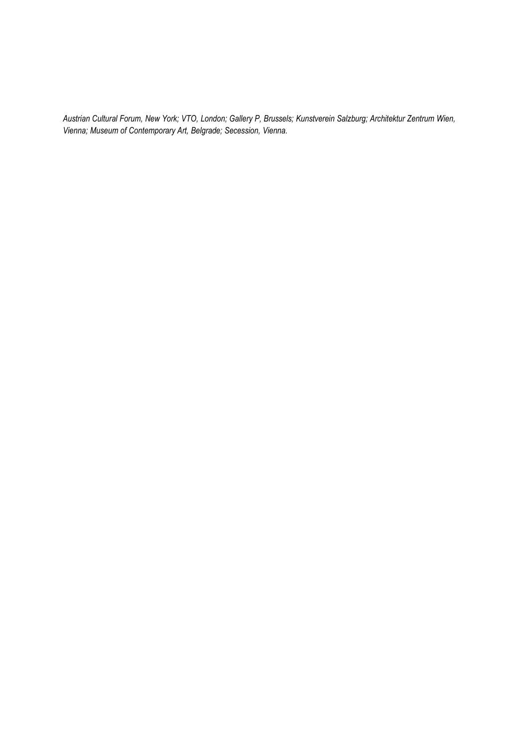*Austrian Cultural Forum, New York; VTO, London; Gallery P, Brussels; Kunstverein Salzburg; Architektur Zentrum Wien, Vienna; Museum of Contemporary Art, Belgrade; Secession, Vienna.*